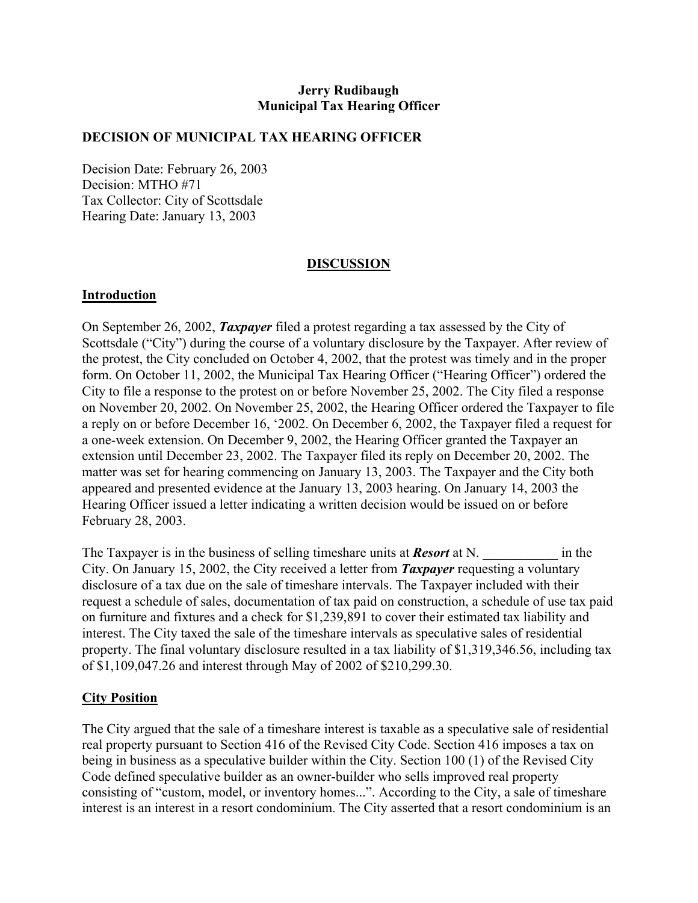**Jerry Rudibaugh**
**Municipal Tax Hearing Officer**

**DECISION OF MUNICIPAL TAX HEARING OFFICER**

Decision Date: February 26, 2003
Decision: MTHO #71
Tax Collector: City of Scottsdale
Hearing Date: January 13, 2003

## DISCUSSION

### Introduction

On September 26, 2002, ***Taxpayer*** filed a protest regarding a tax assessed by the City of Scottsdale ("City") during the course of a voluntary disclosure by the Taxpayer. After review of the protest, the City concluded on October 4, 2002, that the protest was timely and in the proper form. On October 11, 2002, the Municipal Tax Hearing Officer ("Hearing Officer") ordered the City to file a response to the protest on or before November 25, 2002. The City filed a response on November 20, 2002. On November 25, 2002, the Hearing Officer ordered the Taxpayer to file a reply on or before December 16, '2002. On December 6, 2002, the Taxpayer filed a request for a one-week extension. On December 9, 2002, the Hearing Officer granted the Taxpayer an extension until December 23, 2002. The Taxpayer filed its reply on December 20, 2002. The matter was set for hearing commencing on January 13, 2003. The Taxpayer and the City both appeared and presented evidence at the January 13, 2003 hearing. On January 14, 2003 the Hearing Officer issued a letter indicating a written decision would be issued on or before February 28, 2003.

The Taxpayer is in the business of selling timeshare units at ***Resort*** at N. ___________ in the City. On January 15, 2002, the City received a letter from ***Taxpayer*** requesting a voluntary disclosure of a tax due on the sale of timeshare intervals. The Taxpayer included with their request a schedule of sales, documentation of tax paid on construction, a schedule of use tax paid on furniture and fixtures and a check for $1,239,891 to cover their estimated tax liability and interest. The City taxed the sale of the timeshare intervals as speculative sales of residential property. The final voluntary disclosure resulted in a tax liability of $1,319,346.56, including tax of $1,109,047.26 and interest through May of 2002 of $210,299.30.

### City Position

The City argued that the sale of a timeshare interest is taxable as a speculative sale of residential real property pursuant to Section 416 of the Revised City Code. Section 416 imposes a tax on being in business as a speculative builder within the City. Section 100 (1) of the Revised City Code defined speculative builder as an owner-builder who sells improved real property consisting of "custom, model, or inventory homes...". According to the City, a sale of timeshare interest is an interest in a resort condominium. The City asserted that a resort condominium is an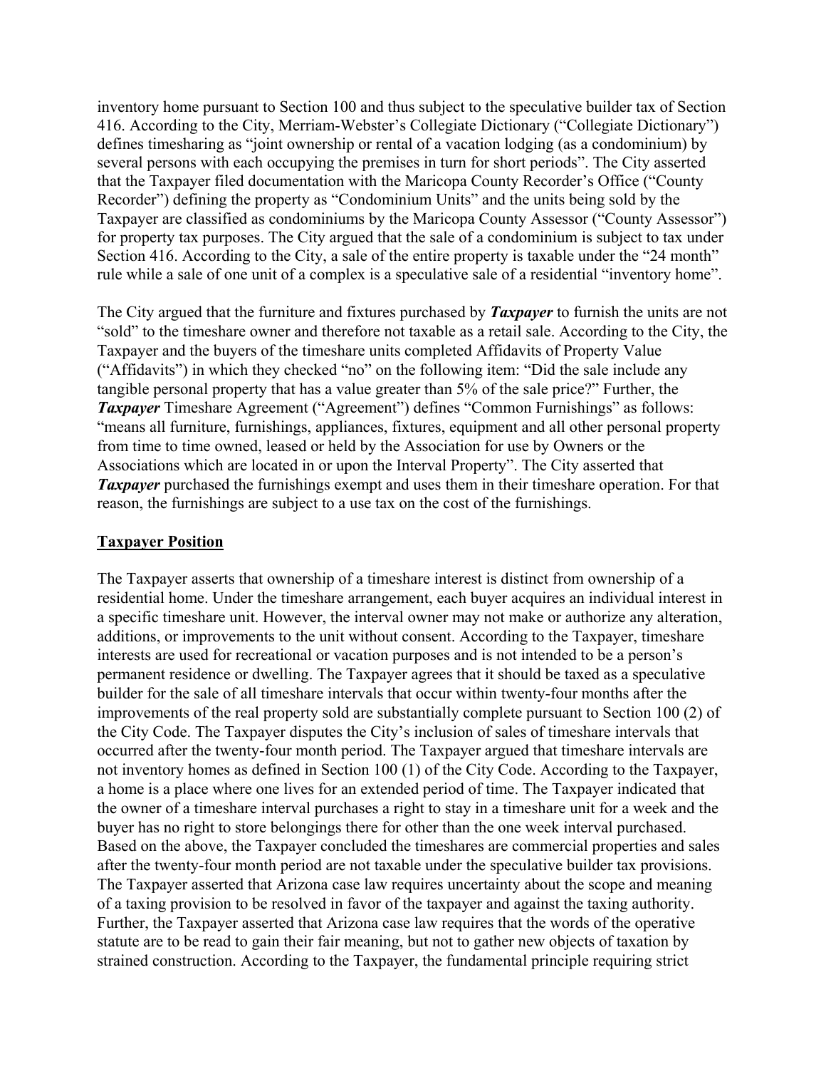inventory home pursuant to Section 100 and thus subject to the speculative builder tax of Section 416. According to the City, Merriam-Webster's Collegiate Dictionary ("Collegiate Dictionary") defines timesharing as "joint ownership or rental of a vacation lodging (as a condominium) by several persons with each occupying the premises in turn for short periods". The City asserted that the Taxpayer filed documentation with the Maricopa County Recorder's Office ("County Recorder") defining the property as "Condominium Units" and the units being sold by the Taxpayer are classified as condominiums by the Maricopa County Assessor ("County Assessor") for property tax purposes. The City argued that the sale of a condominium is subject to tax under Section 416. According to the City, a sale of the entire property is taxable under the "24 month" rule while a sale of one unit of a complex is a speculative sale of a residential "inventory home".

The City argued that the furniture and fixtures purchased by ***Taxpayer*** to furnish the units are not "sold" to the timeshare owner and therefore not taxable as a retail sale. According to the City, the Taxpayer and the buyers of the timeshare units completed Affidavits of Property Value ("Affidavits") in which they checked "no" on the following item: "Did the sale include any tangible personal property that has a value greater than 5% of the sale price?" Further, the ***Taxpayer*** Timeshare Agreement ("Agreement") defines "Common Furnishings" as follows: "means all furniture, furnishings, appliances, fixtures, equipment and all other personal property from time to time owned, leased or held by the Association for use by Owners or the Associations which are located in or upon the Interval Property". The City asserted that ***Taxpayer*** purchased the furnishings exempt and uses them in their timeshare operation. For that reason, the furnishings are subject to a use tax on the cost of the furnishings.

## Taxpayer Position

The Taxpayer asserts that ownership of a timeshare interest is distinct from ownership of a residential home. Under the timeshare arrangement, each buyer acquires an individual interest in a specific timeshare unit. However, the interval owner may not make or authorize any alteration, additions, or improvements to the unit without consent. According to the Taxpayer, timeshare interests are used for recreational or vacation purposes and is not intended to be a person's permanent residence or dwelling. The Taxpayer agrees that it should be taxed as a speculative builder for the sale of all timeshare intervals that occur within twenty-four months after the improvements of the real property sold are substantially complete pursuant to Section 100 (2) of the City Code. The Taxpayer disputes the City's inclusion of sales of timeshare intervals that occurred after the twenty-four month period. The Taxpayer argued that timeshare intervals are not inventory homes as defined in Section 100 (1) of the City Code. According to the Taxpayer, a home is a place where one lives for an extended period of time. The Taxpayer indicated that the owner of a timeshare interval purchases a right to stay in a timeshare unit for a week and the buyer has no right to store belongings there for other than the one week interval purchased. Based on the above, the Taxpayer concluded the timeshares are commercial properties and sales after the twenty-four month period are not taxable under the speculative builder tax provisions. The Taxpayer asserted that Arizona case law requires uncertainty about the scope and meaning of a taxing provision to be resolved in favor of the taxpayer and against the taxing authority. Further, the Taxpayer asserted that Arizona case law requires that the words of the operative statute are to be read to gain their fair meaning, but not to gather new objects of taxation by strained construction. According to the Taxpayer, the fundamental principle requiring strict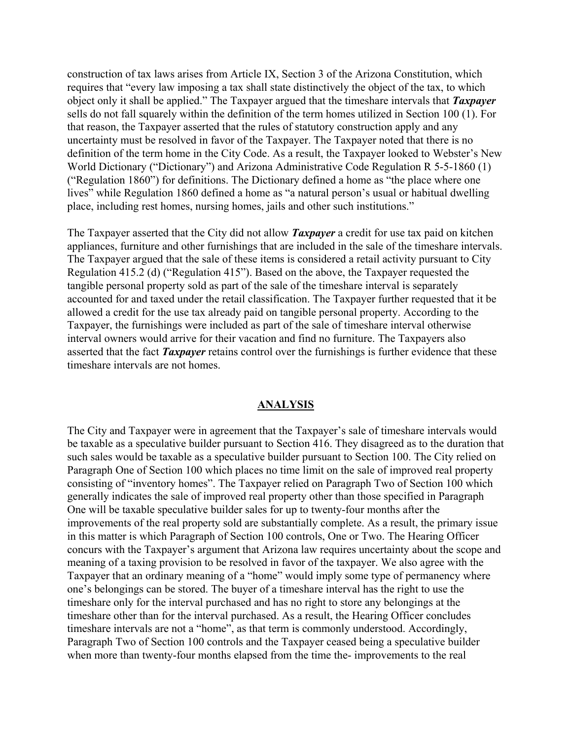construction of tax laws arises from Article IX, Section 3 of the Arizona Constitution, which requires that "every law imposing a tax shall state distinctively the object of the tax, to which object only it shall be applied." The Taxpayer argued that the timeshare intervals that ***Taxpayer*** sells do not fall squarely within the definition of the term homes utilized in Section 100 (1). For that reason, the Taxpayer asserted that the rules of statutory construction apply and any uncertainty must be resolved in favor of the Taxpayer. The Taxpayer noted that there is no definition of the term home in the City Code. As a result, the Taxpayer looked to Webster's New World Dictionary ("Dictionary") and Arizona Administrative Code Regulation R 5-5-1860 (1) ("Regulation 1860") for definitions. The Dictionary defined a home as "the place where one lives" while Regulation 1860 defined a home as "a natural person's usual or habitual dwelling place, including rest homes, nursing homes, jails and other such institutions."

The Taxpayer asserted that the City did not allow ***Taxpayer*** a credit for use tax paid on kitchen appliances, furniture and other furnishings that are included in the sale of the timeshare intervals. The Taxpayer argued that the sale of these items is considered a retail activity pursuant to City Regulation 415.2 (d) ("Regulation 415"). Based on the above, the Taxpayer requested the tangible personal property sold as part of the sale of the timeshare interval is separately accounted for and taxed under the retail classification. The Taxpayer further requested that it be allowed a credit for the use tax already paid on tangible personal property. According to the Taxpayer, the furnishings were included as part of the sale of timeshare interval otherwise interval owners would arrive for their vacation and find no furniture. The Taxpayers also asserted that the fact ***Taxpayer*** retains control over the furnishings is further evidence that these timeshare intervals are not homes.

## ANALYSIS

The City and Taxpayer were in agreement that the Taxpayer's sale of timeshare intervals would be taxable as a speculative builder pursuant to Section 416. They disagreed as to the duration that such sales would be taxable as a speculative builder pursuant to Section 100. The City relied on Paragraph One of Section 100 which places no time limit on the sale of improved real property consisting of "inventory homes". The Taxpayer relied on Paragraph Two of Section 100 which generally indicates the sale of improved real property other than those specified in Paragraph One will be taxable speculative builder sales for up to twenty-four months after the improvements of the real property sold are substantially complete. As a result, the primary issue in this matter is which Paragraph of Section 100 controls, One or Two. The Hearing Officer concurs with the Taxpayer's argument that Arizona law requires uncertainty about the scope and meaning of a taxing provision to be resolved in favor of the taxpayer. We also agree with the Taxpayer that an ordinary meaning of a "home" would imply some type of permanency where one's belongings can be stored. The buyer of a timeshare interval has the right to use the timeshare only for the interval purchased and has no right to store any belongings at the timeshare other than for the interval purchased. As a result, the Hearing Officer concludes timeshare intervals are not a "home", as that term is commonly understood. Accordingly, Paragraph Two of Section 100 controls and the Taxpayer ceased being a speculative builder when more than twenty-four months elapsed from the time the- improvements to the real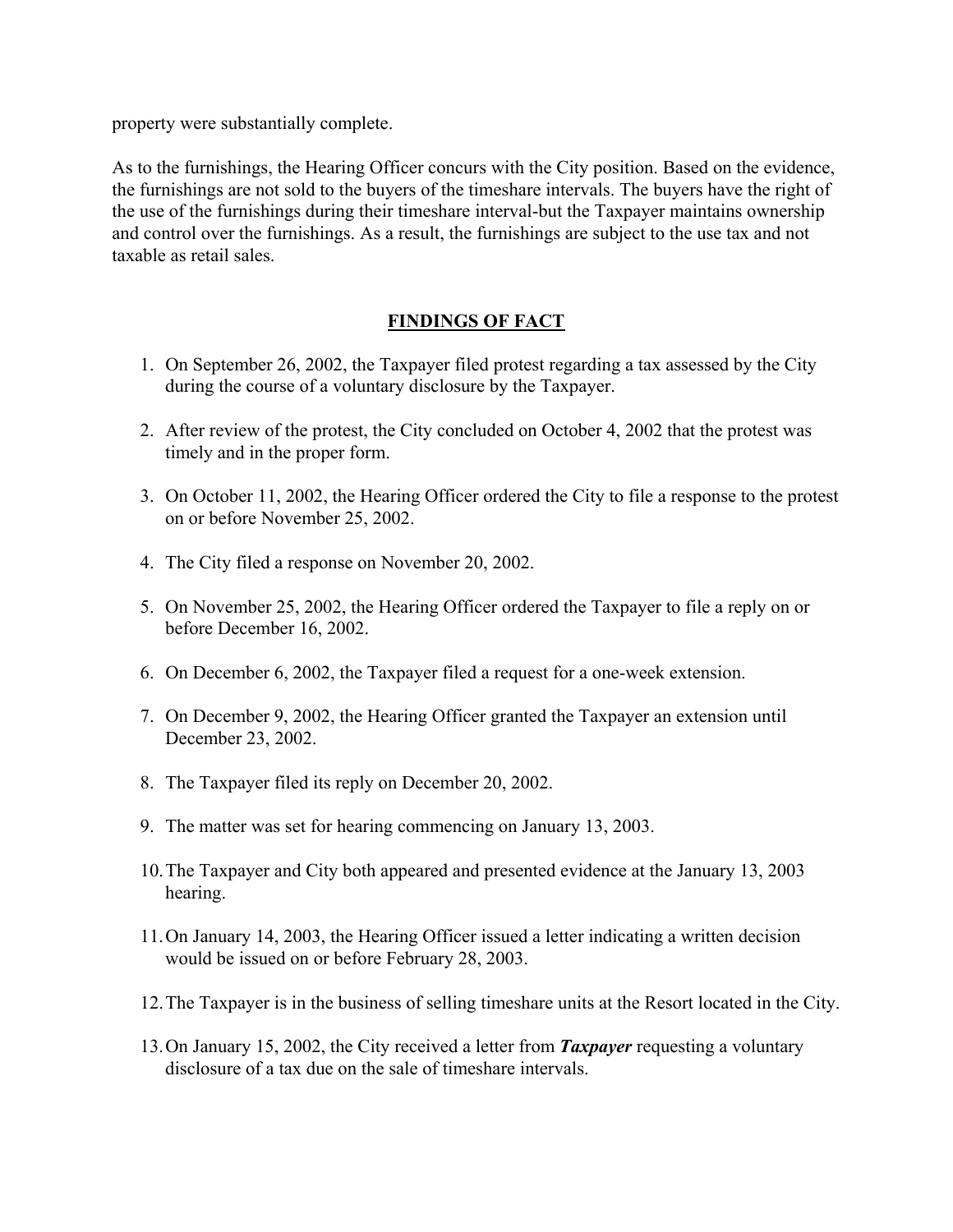property were substantially complete.

As to the furnishings, the Hearing Officer concurs with the City position. Based on the evidence, the furnishings are not sold to the buyers of the timeshare intervals. The buyers have the right of the use of the furnishings during their timeshare interval-but the Taxpayer maintains ownership and control over the furnishings. As a result, the furnishings are subject to the use tax and not taxable as retail sales.

## FINDINGS OF FACT

1. On September 26, 2002, the Taxpayer filed protest regarding a tax assessed by the City during the course of a voluntary disclosure by the Taxpayer.

2. After review of the protest, the City concluded on October 4, 2002 that the protest was timely and in the proper form.

3. On October 11, 2002, the Hearing Officer ordered the City to file a response to the protest on or before November 25, 2002.

4. The City filed a response on November 20, 2002.

5. On November 25, 2002, the Hearing Officer ordered the Taxpayer to file a reply on or before December 16, 2002.

6. On December 6, 2002, the Taxpayer filed a request for a one-week extension.

7. On December 9, 2002, the Hearing Officer granted the Taxpayer an extension until December 23, 2002.

8. The Taxpayer filed its reply on December 20, 2002.

9. The matter was set for hearing commencing on January 13, 2003.

10. The Taxpayer and City both appeared and presented evidence at the January 13, 2003 hearing.

11. On January 14, 2003, the Hearing Officer issued a letter indicating a written decision would be issued on or before February 28, 2003.

12. The Taxpayer is in the business of selling timeshare units at the Resort located in the City.

13. On January 15, 2002, the City received a letter from ***Taxpayer*** requesting a voluntary disclosure of a tax due on the sale of timeshare intervals.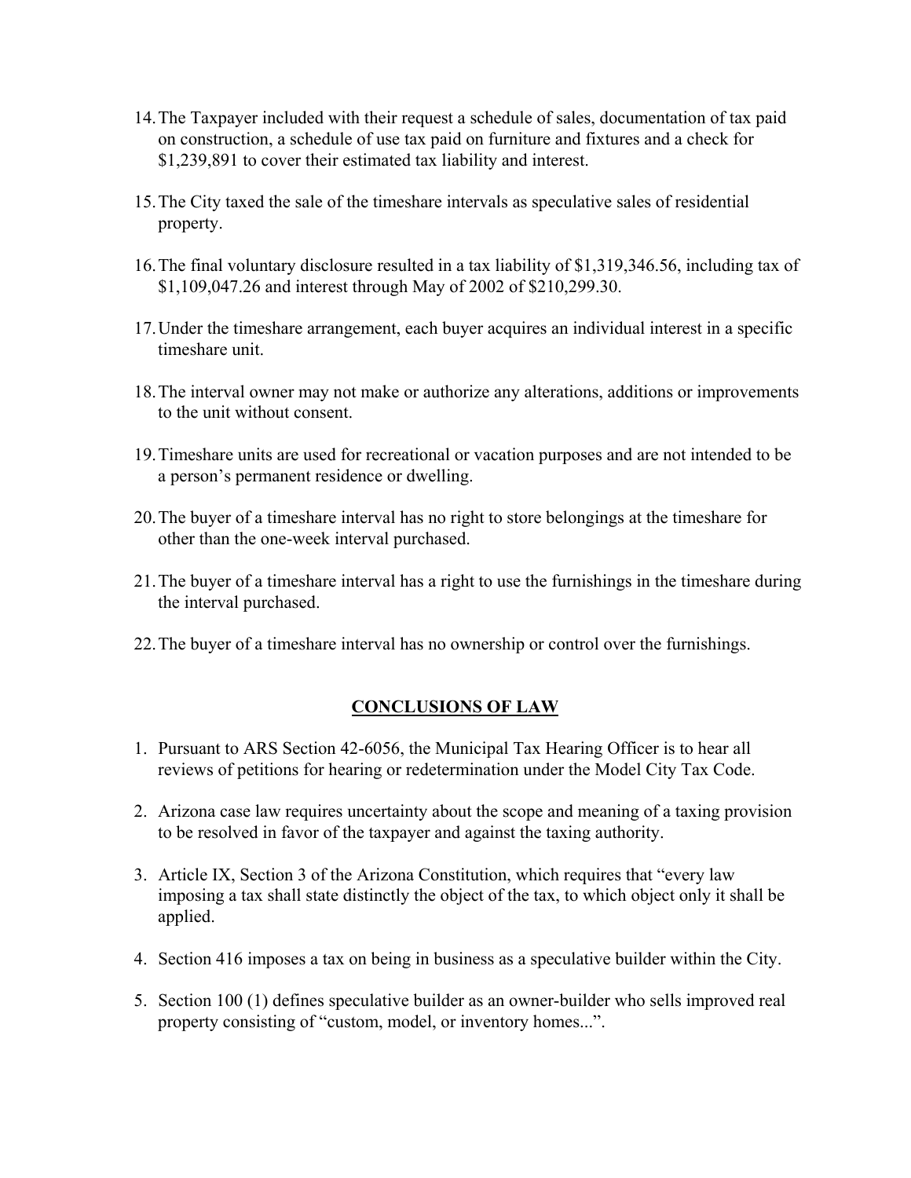14. The Taxpayer included with their request a schedule of sales, documentation of tax paid on construction, a schedule of use tax paid on furniture and fixtures and a check for $1,239,891 to cover their estimated tax liability and interest.

15. The City taxed the sale of the timeshare intervals as speculative sales of residential property.

16. The final voluntary disclosure resulted in a tax liability of $1,319,346.56, including tax of $1,109,047.26 and interest through May of 2002 of $210,299.30.

17. Under the timeshare arrangement, each buyer acquires an individual interest in a specific timeshare unit.

18. The interval owner may not make or authorize any alterations, additions or improvements to the unit without consent.

19. Timeshare units are used for recreational or vacation purposes and are not intended to be a person's permanent residence or dwelling.

20. The buyer of a timeshare interval has no right to store belongings at the timeshare for other than the one-week interval purchased.

21. The buyer of a timeshare interval has a right to use the furnishings in the timeshare during the interval purchased.

22. The buyer of a timeshare interval has no ownership or control over the furnishings.

## CONCLUSIONS OF LAW

1. Pursuant to ARS Section 42-6056, the Municipal Tax Hearing Officer is to hear all reviews of petitions for hearing or redetermination under the Model City Tax Code.

2. Arizona case law requires uncertainty about the scope and meaning of a taxing provision to be resolved in favor of the taxpayer and against the taxing authority.

3. Article IX, Section 3 of the Arizona Constitution, which requires that "every law imposing a tax shall state distinctly the object of the tax, to which object only it shall be applied.

4. Section 416 imposes a tax on being in business as a speculative builder within the City.

5. Section 100 (1) defines speculative builder as an owner-builder who sells improved real property consisting of "custom, model, or inventory homes...".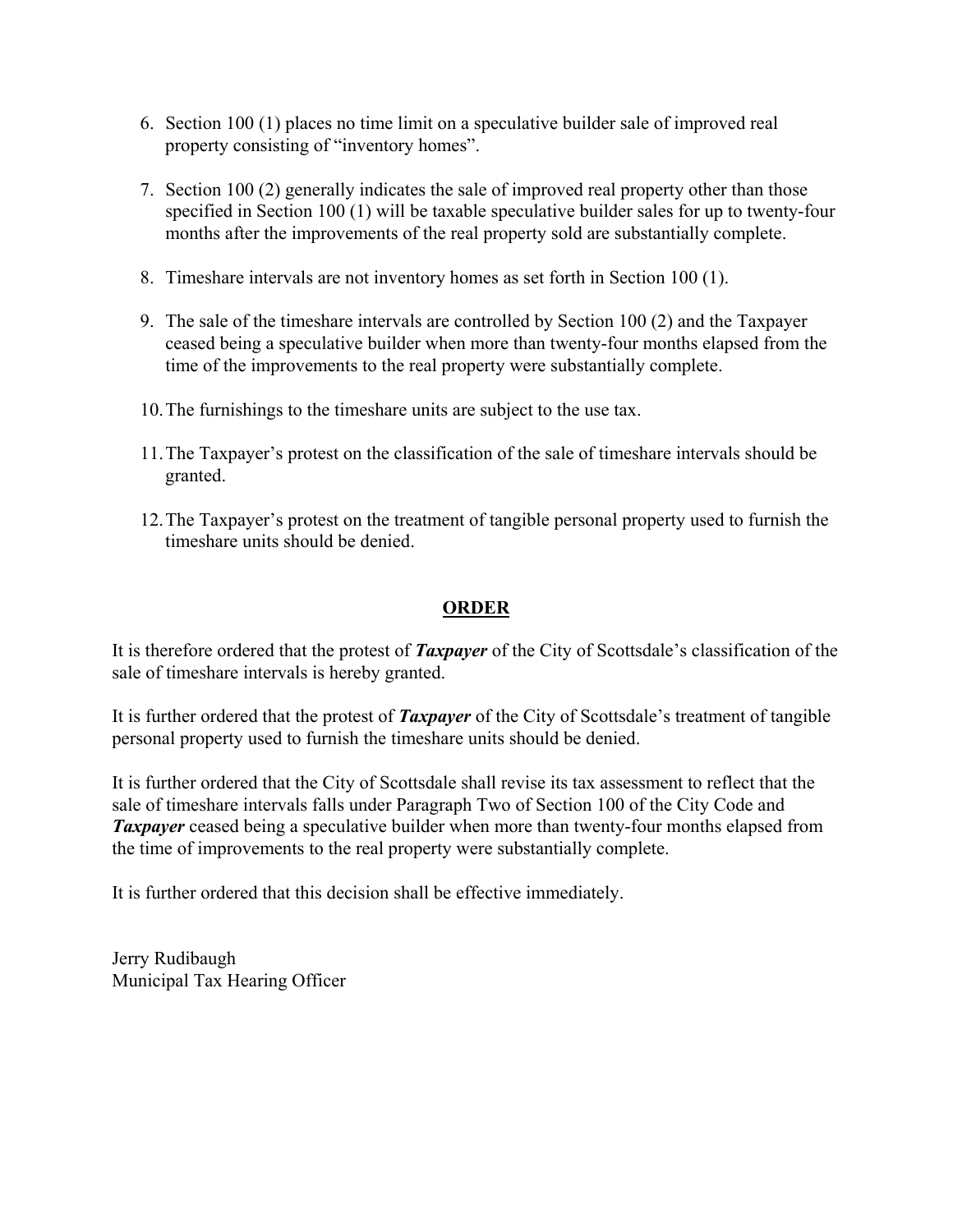6. Section 100 (1) places no time limit on a speculative builder sale of improved real property consisting of "inventory homes".

7. Section 100 (2) generally indicates the sale of improved real property other than those specified in Section 100 (1) will be taxable speculative builder sales for up to twenty-four months after the improvements of the real property sold are substantially complete.

8. Timeshare intervals are not inventory homes as set forth in Section 100 (1).

9. The sale of the timeshare intervals are controlled by Section 100 (2) and the Taxpayer ceased being a speculative builder when more than twenty-four months elapsed from the time of the improvements to the real property were substantially complete.

10. The furnishings to the timeshare units are subject to the use tax.

11. The Taxpayer's protest on the classification of the sale of timeshare intervals should be granted.

12. The Taxpayer's protest on the treatment of tangible personal property used to furnish the timeshare units should be denied.

## ORDER

It is therefore ordered that the protest of ***Taxpayer*** of the City of Scottsdale's classification of the sale of timeshare intervals is hereby granted.

It is further ordered that the protest of ***Taxpayer*** of the City of Scottsdale's treatment of tangible personal property used to furnish the timeshare units should be denied.

It is further ordered that the City of Scottsdale shall revise its tax assessment to reflect that the sale of timeshare intervals falls under Paragraph Two of Section 100 of the City Code and ***Taxpayer*** ceased being a speculative builder when more than twenty-four months elapsed from the time of improvements to the real property were substantially complete.

It is further ordered that this decision shall be effective immediately.

Jerry Rudibaugh
Municipal Tax Hearing Officer